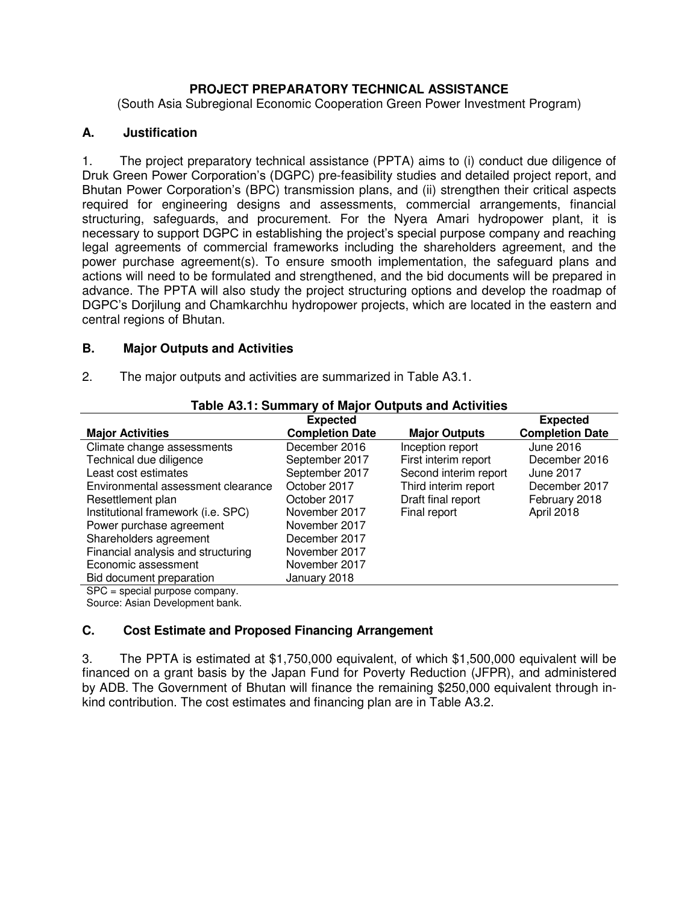# PROJECT PREPARATORY TECHNICAL ASSISTANCE

(South Asia Subregional Economic Cooperation Green Power Investment Program)

## A. Justification

1. The project preparatory technical assistance (PPTA) aims to (i) conduct due diligence of Druk Green Power Corporation's (DGPC) pre-feasibility studies and detailed project report, and Bhutan Power Corporation's (BPC) transmission plans, and (ii) strengthen their critical aspects required for engineering designs and assessments, commercial arrangements, financial structuring, safeguards, and procurement. For the Nyera Amari hydropower plant, it is necessary to support DGPC in establishing the project's special purpose company and reaching legal agreements of commercial frameworks including the shareholders agreement, and the power purchase agreement(s). To ensure smooth implementation, the safeguard plans and actions will need to be formulated and strengthened, and the bid documents will be prepared in advance. The PPTA will also study the project structuring options and develop the roadmap of DGPC's Dorjilung and Chamkarchhu hydropower projects, which are located in the eastern and central regions of Bhutan.

## B. Major Outputs and Activities

2. The major outputs and activities are summarized in Table A3.1.

**Table A3.1: Summary of Major Outputs and Activities**

| Major Activities | Expected Completion Date | Major Outputs | Expected Completion Date |
|---|---|---|---|
| Climate change assessments | December 2016 | Inception report | June 2016 |
| Technical due diligence | September 2017 | First interim report | December 2016 |
| Least cost estimates | September 2017 | Second interim report | June 2017 |
| Environmental assessment clearance | October 2017 | Third interim report | December 2017 |
| Resettlement plan | October 2017 | Draft final report | February 2018 |
| Institutional framework (i.e. SPC) | November 2017 | Final report | April 2018 |
| Power purchase agreement | November 2017 | | |
| Shareholders agreement | December 2017 | | |
| Financial analysis and structuring | November 2017 | | |
| Economic assessment | November 2017 | | |
| Bid document preparation | January 2018 | | |

SPC = special purpose company.
Source: Asian Development bank.

## C. Cost Estimate and Proposed Financing Arrangement

3. The PPTA is estimated at $1,750,000 equivalent, of which $1,500,000 equivalent will be financed on a grant basis by the Japan Fund for Poverty Reduction (JFPR), and administered by ADB. The Government of Bhutan will finance the remaining $250,000 equivalent through in-kind contribution. The cost estimates and financing plan are in Table A3.2.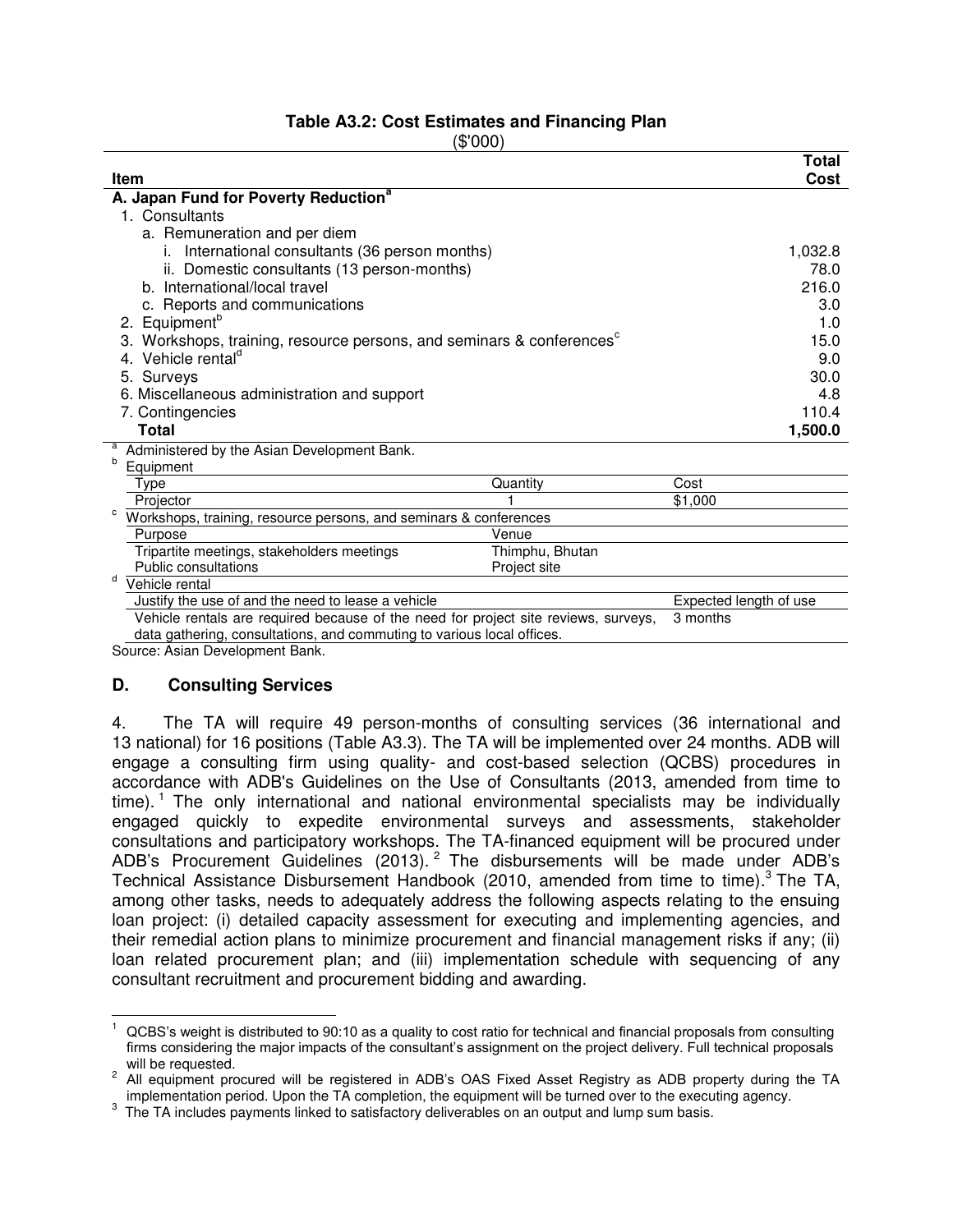**Table A3.2: Cost Estimates and Financing Plan**

($'000)

| Item | Total Cost |
|---|---|
| **A. Japan Fund for Poverty Reduction**[a] | |
| 1. Consultants | |
| a. Remuneration and per diem | |
| i. International consultants (36 person months) | 1,032.8 |
| ii. Domestic consultants (13 person-months) | 78.0 |
| b. International/local travel | 216.0 |
| c. Reports and communications | 3.0 |
| 2. Equipment[b] | 1.0 |
| 3. Workshops, training, resource persons, and seminars & conferences[c] | 15.0 |
| 4. Vehicle rental[d] | 9.0 |
| 5. Surveys | 30.0 |
| 6. Miscellaneous administration and support | 4.8 |
| 7. Contingencies | 110.4 |
| **Total** | **1,500.0** |

[a] Administered by the Asian Development Bank.

[b] Equipment

| Type | Quantity | Cost |
|---|---|---|
| Projector | 1 | $1,000 |

[c] Workshops, training, resource persons, and seminars & conferences

| Purpose | Venue |
|---|---|
| Tripartite meetings, stakeholders meetings | Thimphu, Bhutan |
| Public consultations | Project site |

[d] Vehicle rental

| Justify the use of and the need to lease a vehicle | Expected length of use |
|---|---|
| Vehicle rentals are required because of the need for project site reviews, surveys, data gathering, consultations, and commuting to various local offices. | 3 months |

Source: Asian Development Bank.

## D. Consulting Services

4. The TA will require 49 person-months of consulting services (36 international and 13 national) for 16 positions (Table A3.3). The TA will be implemented over 24 months. ADB will engage a consulting firm using quality- and cost-based selection (QCBS) procedures in accordance with ADB's Guidelines on the Use of Consultants (2013, amended from time to time).[1] The only international and national environmental specialists may be individually engaged quickly to expedite environmental surveys and assessments, stakeholder consultations and participatory workshops. The TA-financed equipment will be procured under ADB's Procurement Guidelines (2013).[2] The disbursements will be made under ADB's Technical Assistance Disbursement Handbook (2010, amended from time to time).[3] The TA, among other tasks, needs to adequately address the following aspects relating to the ensuing loan project: (i) detailed capacity assessment for executing and implementing agencies, and their remedial action plans to minimize procurement and financial management risks if any; (ii) loan related procurement plan; and (iii) implementation schedule with sequencing of any consultant recruitment and procurement bidding and awarding.

[1] QCBS's weight is distributed to 90:10 as a quality to cost ratio for technical and financial proposals from consulting firms considering the major impacts of the consultant's assignment on the project delivery. Full technical proposals will be requested.

[2] All equipment procured will be registered in ADB's OAS Fixed Asset Registry as ADB property during the TA implementation period. Upon the TA completion, the equipment will be turned over to the executing agency.

[3] The TA includes payments linked to satisfactory deliverables on an output and lump sum basis.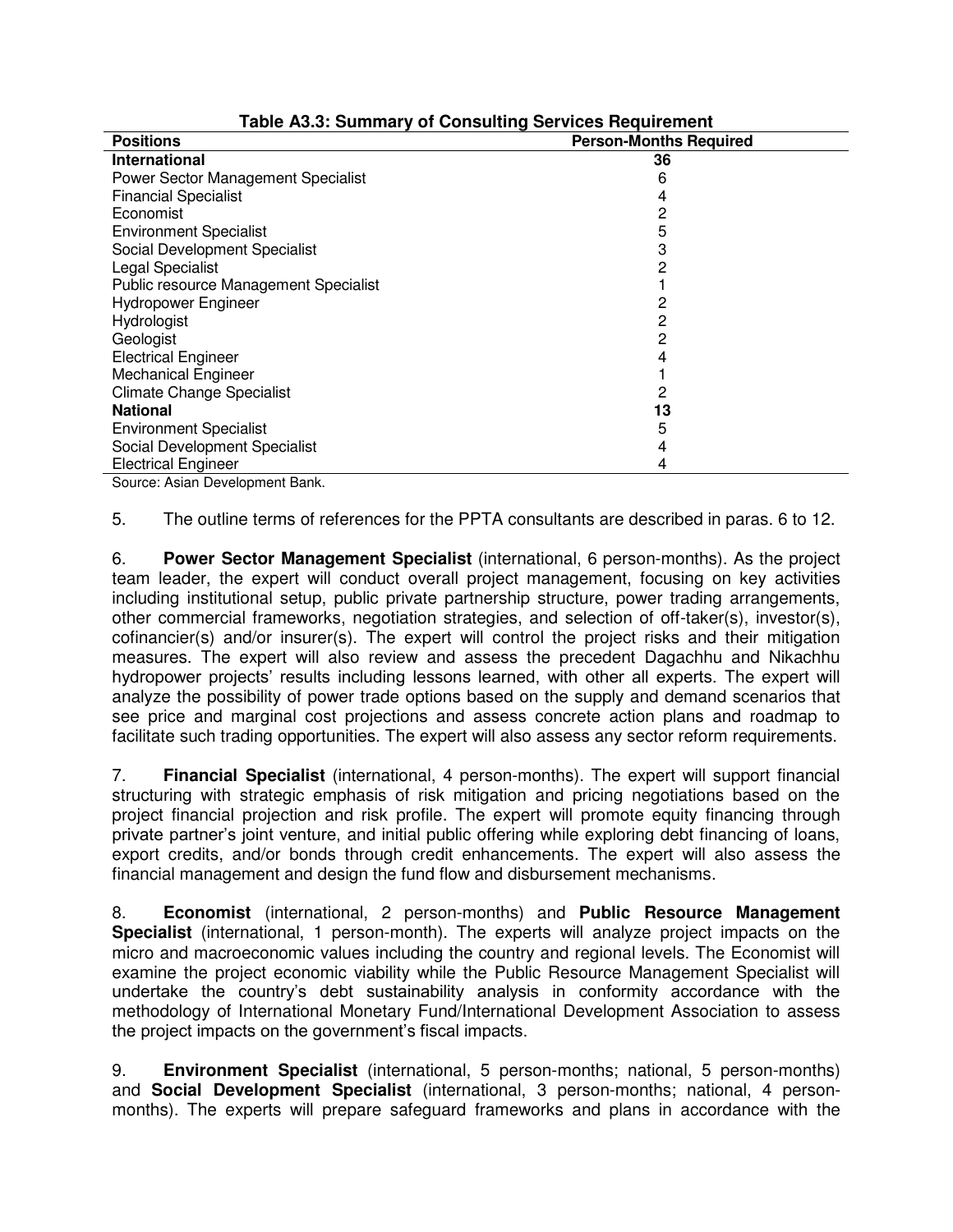**Table A3.3: Summary of Consulting Services Requirement**

| Positions | Person-Months Required |
|---|---|
| **International** | **36** |
| Power Sector Management Specialist | 6 |
| Financial Specialist | 4 |
| Economist | 2 |
| Environment Specialist | 5 |
| Social Development Specialist | 3 |
| Legal Specialist | 2 |
| Public resource Management Specialist | 1 |
| Hydropower Engineer | 2 |
| Hydrologist | 2 |
| Geologist | 2 |
| Electrical Engineer | 4 |
| Mechanical Engineer | 1 |
| Climate Change Specialist | 2 |
| **National** | **13** |
| Environment Specialist | 5 |
| Social Development Specialist | 4 |
| Electrical Engineer | 4 |

Source: Asian Development Bank.

5. The outline terms of references for the PPTA consultants are described in paras. 6 to 12.

6. **Power Sector Management Specialist** (international, 6 person-months). As the project team leader, the expert will conduct overall project management, focusing on key activities including institutional setup, public private partnership structure, power trading arrangements, other commercial frameworks, negotiation strategies, and selection of off-taker(s), investor(s), cofinancier(s) and/or insurer(s). The expert will control the project risks and their mitigation measures. The expert will also review and assess the precedent Dagachhu and Nikachhu hydropower projects' results including lessons learned, with other all experts. The expert will analyze the possibility of power trade options based on the supply and demand scenarios that see price and marginal cost projections and assess concrete action plans and roadmap to facilitate such trading opportunities. The expert will also assess any sector reform requirements.

7. **Financial Specialist** (international, 4 person-months). The expert will support financial structuring with strategic emphasis of risk mitigation and pricing negotiations based on the project financial projection and risk profile. The expert will promote equity financing through private partner's joint venture, and initial public offering while exploring debt financing of loans, export credits, and/or bonds through credit enhancements. The expert will also assess the financial management and design the fund flow and disbursement mechanisms.

8. **Economist** (international, 2 person-months) and **Public Resource Management Specialist** (international, 1 person-month). The experts will analyze project impacts on the micro and macroeconomic values including the country and regional levels. The Economist will examine the project economic viability while the Public Resource Management Specialist will undertake the country's debt sustainability analysis in conformity accordance with the methodology of International Monetary Fund/International Development Association to assess the project impacts on the government's fiscal impacts.

9. **Environment Specialist** (international, 5 person-months; national, 5 person-months) and **Social Development Specialist** (international, 3 person-months; national, 4 person-months). The experts will prepare safeguard frameworks and plans in accordance with the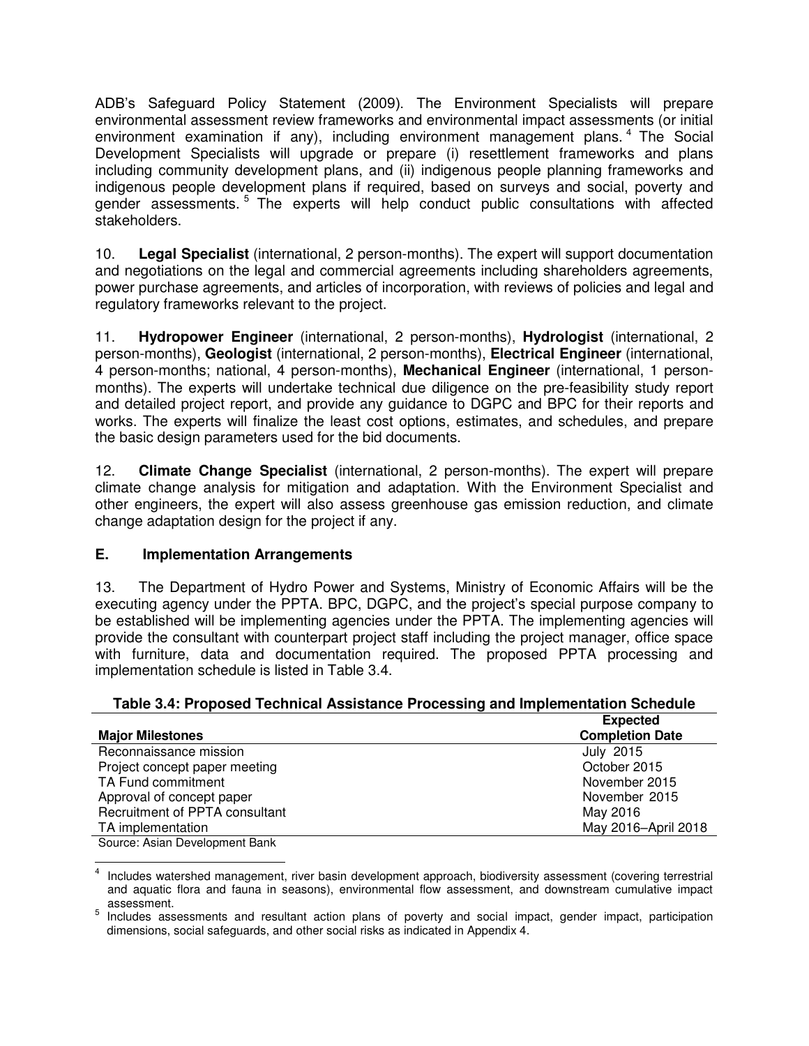ADB's Safeguard Policy Statement (2009). The Environment Specialists will prepare environmental assessment review frameworks and environmental impact assessments (or initial environment examination if any), including environment management plans.[4] The Social Development Specialists will upgrade or prepare (i) resettlement frameworks and plans including community development plans, and (ii) indigenous people planning frameworks and indigenous people development plans if required, based on surveys and social, poverty and gender assessments.[5] The experts will help conduct public consultations with affected stakeholders.

10. **Legal Specialist** (international, 2 person-months). The expert will support documentation and negotiations on the legal and commercial agreements including shareholders agreements, power purchase agreements, and articles of incorporation, with reviews of policies and legal and regulatory frameworks relevant to the project.

11. **Hydropower Engineer** (international, 2 person-months), **Hydrologist** (international, 2 person-months), **Geologist** (international, 2 person-months), **Electrical Engineer** (international, 4 person-months; national, 4 person-months), **Mechanical Engineer** (international, 1 person-months). The experts will undertake technical due diligence on the pre-feasibility study report and detailed project report, and provide any guidance to DGPC and BPC for their reports and works. The experts will finalize the least cost options, estimates, and schedules, and prepare the basic design parameters used for the bid documents.

12. **Climate Change Specialist** (international, 2 person-months). The expert will prepare climate change analysis for mitigation and adaptation. With the Environment Specialist and other engineers, the expert will also assess greenhouse gas emission reduction, and climate change adaptation design for the project if any.

## E. Implementation Arrangements

13. The Department of Hydro Power and Systems, Ministry of Economic Affairs will be the executing agency under the PPTA. BPC, DGPC, and the project's special purpose company to be established will be implementing agencies under the PPTA. The implementing agencies will provide the consultant with counterpart project staff including the project manager, office space with furniture, data and documentation required. The proposed PPTA processing and implementation schedule is listed in Table 3.4.

**Table 3.4: Proposed Technical Assistance Processing and Implementation Schedule**

| Major Milestones | Expected Completion Date |
|---|---|
| Reconnaissance mission | July 2015 |
| Project concept paper meeting | October 2015 |
| TA Fund commitment | November 2015 |
| Approval of concept paper | November 2015 |
| Recruitment of PPTA consultant | May 2016 |
| TA implementation | May 2016–April 2018 |

Source: Asian Development Bank

[4] Includes watershed management, river basin development approach, biodiversity assessment (covering terrestrial and aquatic flora and fauna in seasons), environmental flow assessment, and downstream cumulative impact assessment.

[5] Includes assessments and resultant action plans of poverty and social impact, gender impact, participation dimensions, social safeguards, and other social risks as indicated in Appendix 4.